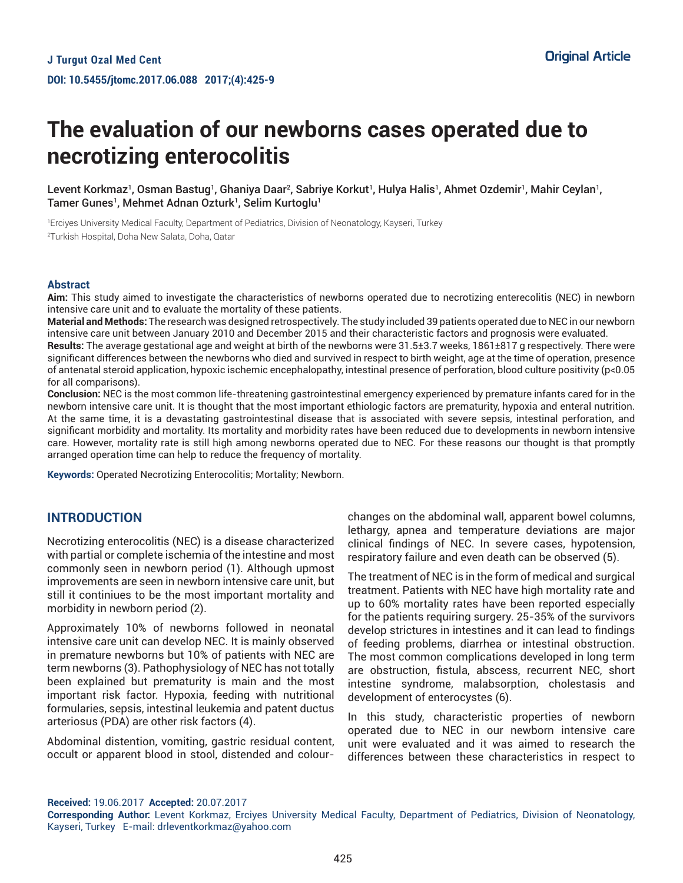Original Article

# The evaluation of our newborns cases operated due to necrotizing enterocolitis

Levent Korkmaz[1], Osman Bastug[1], Ghaniya Daar[2], Sabriye Korkut[1], Hulya Halis[1], Ahmet Ozdemir[1], Mahir Ceylan[1], Tamer Gunes[1], Mehmet Adnan Ozturk[1], Selim Kurtoglu[1]

[1]Erciyes University Medical Faculty, Department of Pediatrics, Division of Neonatology, Kayseri, Turkey

[2]Turkish Hospital, Doha New Salata, Doha, Qatar

## Abstract

**Aim:** This study aimed to investigate the characteristics of newborns operated due to necrotizing enterecolitis (NEC) in newborn intensive care unit and to evaluate the mortality of these patients.

**Material and Methods:** The research was designed retrospectively. The study included 39 patients operated due to NEC in our newborn intensive care unit between January 2010 and December 2015 and their characteristic factors and prognosis were evaluated.

**Results:** The average gestational age and weight at birth of the newborns were 31.5±3.7 weeks, 1861±817 g respectively. There were significant differences between the newborns who died and survived in respect to birth weight, age at the time of operation, presence of antenatal steroid application, hypoxic ischemic encephalopathy, intestinal presence of perforation, blood culture positivity ($p<0.05$ for all comparisons).

**Conclusion:** NEC is the most common life-threatening gastrointestinal emergency experienced by premature infants cared for in the newborn intensive care unit. It is thought that the most important ethiologic factors are prematurity, hypoxia and enteral nutrition. At the same time, it is a devastating gastrointestinal disease that is associated with severe sepsis, intestinal perforation, and significant morbidity and mortality. Its mortality and morbidity rates have been reduced due to developments in newborn intensive care. However, mortality rate is still high among newborns operated due to NEC. For these reasons our thought is that promptly arranged operation time can help to reduce the frequency of mortality.

**Keywords:** Operated Necrotizing Enterocolitis; Mortality; Newborn.

## INTRODUCTION

Necrotizing enterocolitis (NEC) is a disease characterized with partial or complete ischemia of the intestine and most commonly seen in newborn period (1). Although upmost improvements are seen in newborn intensive care unit, but still it continiues to be the most important mortality and morbidity in newborn period (2).

Approximately 10% of newborns followed in neonatal intensive care unit can develop NEC. It is mainly observed in premature newborns but 10% of patients with NEC are term newborns (3). Pathophysiology of NEC has not totally been explained but prematurity is main and the most important risk factor. Hypoxia, feeding with nutritional formularies, sepsis, intestinal leukemia and patent ductus arteriosus (PDA) are other risk factors (4).

Abdominal distention, vomiting, gastric residual content, occult or apparent blood in stool, distended and colour-changes on the abdominal wall, apparent bowel columns, lethargy, apnea and temperature deviations are major clinical findings of NEC. In severe cases, hypotension, respiratory failure and even death can be observed (5).

The treatment of NEC is in the form of medical and surgical treatment. Patients with NEC have high mortality rate and up to 60% mortality rates have been reported especially for the patients requiring surgery. 25-35% of the survivors develop strictures in intestines and it can lead to findings of feeding problems, diarrhea or intestinal obstruction. The most common complications developed in long term are obstruction, fistula, abscess, recurrent NEC, short intestine syndrome, malabsorption, cholestasis and development of enterocystes (6).

In this study, characteristic properties of newborn operated due to NEC in our newborn intensive care unit were evaluated and it was aimed to research the differences between these characteristics in respect to

**Received:** 19.06.2017 **Accepted:** 20.07.2017

**Corresponding Author:** Levent Korkmaz, Erciyes University Medical Faculty, Department of Pediatrics, Division of Neonatology, Kayseri, Turkey E-mail: drleventkorkmaz@yahoo.com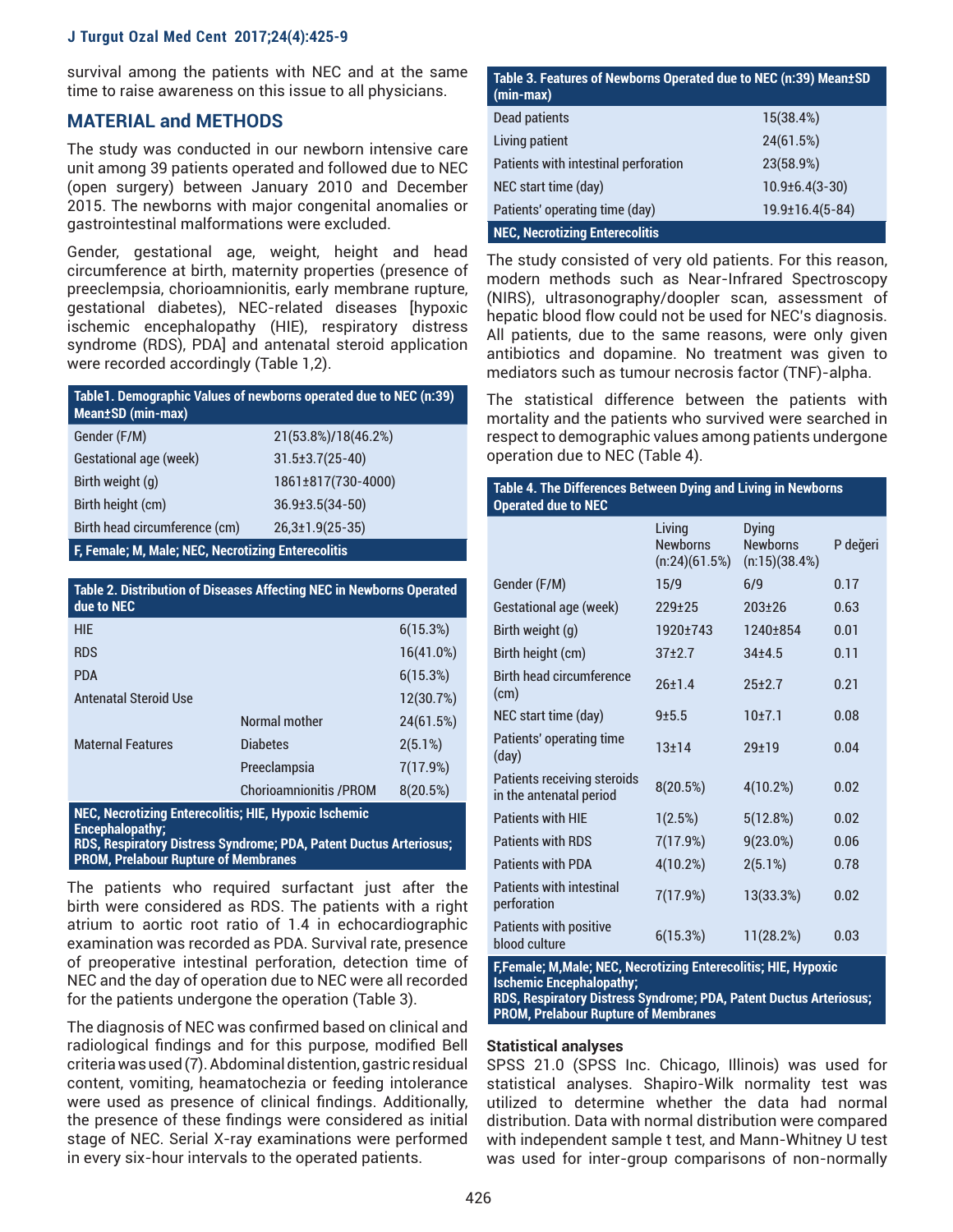survival among the patients with NEC and at the same time to raise awareness on this issue to all physicians.

## MATERIAL and METHODS

The study was conducted in our newborn intensive care unit among 39 patients operated and followed due to NEC (open surgery) between January 2010 and December 2015. The newborns with major congenital anomalies or gastrointestinal malformations were excluded.

Gender, gestational age, weight, height and head circumference at birth, maternity properties (presence of preeclempsia, chorioamnionitis, early membrane rupture, gestational diabetes), NEC-related diseases [hypoxic ischemic encephalopathy (HIE), respiratory distress syndrome (RDS), PDA] and antenatal steroid application were recorded accordingly (Table 1,2).

| Table1. Demographic Values of newborns operated due to NEC (n:39) Mean±SD (min-max) | |
|---|---|
| Gender (F/M) | 21(53.8%)/18(46.2%) |
| Gestational age (week) | 31.5±3.7(25-40) |
| Birth weight (g) | 1861±817(730-4000) |
| Birth height (cm) | 36.9±3.5(34-50) |
| Birth head circumference (cm) | 26,3±1.9(25-35) |

F, Female; M, Male; NEC, Necrotizing Enterecolitis

| Table 2. Distribution of Diseases Affecting NEC in Newborns Operated due to NEC | | |
|---|---|---|
| HIE | | 6(15.3%) |
| RDS | | 16(41.0%) |
| PDA | | 6(15.3%) |
| Antenatal Steroid Use | | 12(30.7%) |
| Maternal Features | Normal mother | 24(61.5%) |
| | Diabetes | 2(5.1%) |
| | Preeclampsia | 7(17.9%) |
| | Chorioamnionitis /PROM | 8(20.5%) |

NEC, Necrotizing Enterecolitis; HIE, Hypoxic Ischemic Encephalopathy;
RDS, Respiratory Distress Syndrome; PDA, Patent Ductus Arteriosus; PROM, Prelabour Rupture of Membranes

The patients who required surfactant just after the birth were considered as RDS. The patients with a right atrium to aortic root ratio of 1.4 in echocardiographic examination was recorded as PDA. Survival rate, presence of preoperative intestinal perforation, detection time of NEC and the day of operation due to NEC were all recorded for the patients undergone the operation (Table 3).

The diagnosis of NEC was confirmed based on clinical and radiological findings and for this purpose, modified Bell criteria was used (7). Abdominal distention, gastric residual content, vomiting, heamatochezia or feeding intolerance were used as presence of clinical findings. Additionally, the presence of these findings were considered as initial stage of NEC. Serial X-ray examinations were performed in every six-hour intervals to the operated patients.

| Table 3. Features of Newborns Operated due to NEC (n:39) Mean±SD (min-max) | |
|---|---|
| Dead patients | 15(38.4%) |
| Living patient | 24(61.5%) |
| Patients with intestinal perforation | 23(58.9%) |
| NEC start time (day) | 10.9±6.4(3-30) |
| Patients' operating time (day) | 19.9±16.4(5-84) |

NEC, Necrotizing Enterecolitis

The study consisted of very old patients. For this reason, modern methods such as Near-Infrared Spectroscopy (NIRS), ultrasonography/doopler scan, assessment of hepatic blood flow could not be used for NEC's diagnosis. All patients, due to the same reasons, were only given antibiotics and dopamine. No treatment was given to mediators such as tumour necrosis factor (TNF)-alpha.

The statistical difference between the patients with mortality and the patients who survived were searched in respect to demographic values among patients undergone operation due to NEC (Table 4).

| Table 4. The Differences Between Dying and Living in Newborns Operated due to NEC | Living Newborns (n:24)(61.5%) | Dying Newborns (n:15)(38.4%) | P değeri |
|---|---|---|---|
| Gender (F/M) | 15/9 | 6/9 | 0.17 |
| Gestational age (week) | 229±25 | 203±26 | 0.63 |
| Birth weight (g) | 1920±743 | 1240±854 | 0.01 |
| Birth height (cm) | 37±2.7 | 34±4.5 | 0.11 |
| Birth head circumference (cm) | 26±1.4 | 25±2.7 | 0.21 |
| NEC start time (day) | 9±5.5 | 10±7.1 | 0.08 |
| Patients' operating time (day) | 13±14 | 29±19 | 0.04 |
| Patients receiving steroids in the antenatal period | 8(20.5%) | 4(10.2%) | 0.02 |
| Patients with HIE | 1(2.5%) | 5(12.8%) | 0.02 |
| Patients with RDS | 7(17.9%) | 9(23.0%) | 0.06 |
| Patients with PDA | 4(10.2%) | 2(5.1%) | 0.78 |
| Patients with intestinal perforation | 7(17.9%) | 13(33.3%) | 0.02 |
| Patients with positive blood culture | 6(15.3%) | 11(28.2%) | 0.03 |

F,Female; M,Male; NEC, Necrotizing Enterecolitis; HIE, Hypoxic Ischemic Encephalopathy;
RDS, Respiratory Distress Syndrome; PDA, Patent Ductus Arteriosus; PROM, Prelabour Rupture of Membranes

### Statistical analyses

SPSS 21.0 (SPSS Inc. Chicago, Illinois) was used for statistical analyses. Shapiro-Wilk normality test was utilized to determine whether the data had normal distribution. Data with normal distribution were compared with independent sample t test, and Mann-Whitney U test was used for inter-group comparisons of non-normally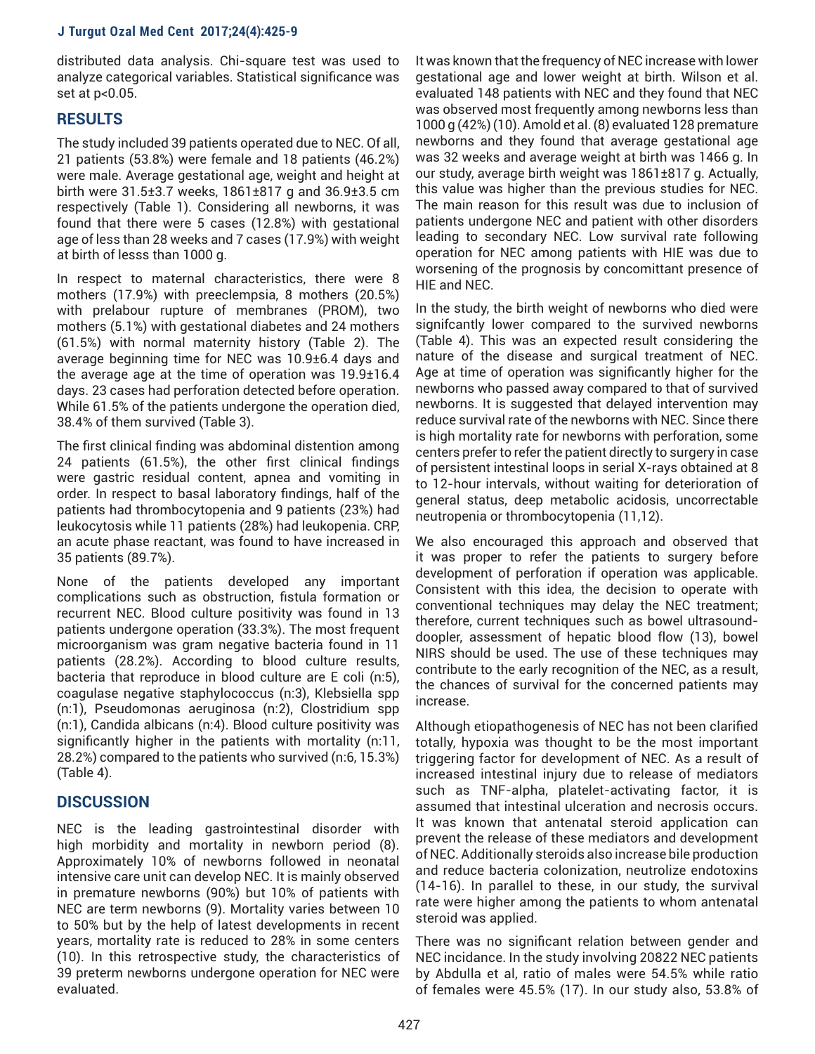distributed data analysis. Chi-square test was used to analyze categorical variables. Statistical significance was set at $p<0.05$.

## RESULTS

The study included 39 patients operated due to NEC. Of all, 21 patients (53.8%) were female and 18 patients (46.2%) were male. Average gestational age, weight and height at birth were 31.5±3.7 weeks, 1861±817 g and 36.9±3.5 cm respectively (Table 1). Considering all newborns, it was found that there were 5 cases (12.8%) with gestational age of less than 28 weeks and 7 cases (17.9%) with weight at birth of lesss than 1000 g.

In respect to maternal characteristics, there were 8 mothers (17.9%) with preeclempsia, 8 mothers (20.5%) with prelabour rupture of membranes (PROM), two mothers (5.1%) with gestational diabetes and 24 mothers (61.5%) with normal maternity history (Table 2). The average beginning time for NEC was 10.9±6.4 days and the average age at the time of operation was 19.9±16.4 days. 23 cases had perforation detected before operation. While 61.5% of the patients undergone the operation died, 38.4% of them survived (Table 3).

The first clinical finding was abdominal distention among 24 patients (61.5%), the other first clinical findings were gastric residual content, apnea and vomiting in order. In respect to basal laboratory findings, half of the patients had thrombocytopenia and 9 patients (23%) had leukocytosis while 11 patients (28%) had leukopenia. CRP, an acute phase reactant, was found to have increased in 35 patients (89.7%).

None of the patients developed any important complications such as obstruction, fistula formation or recurrent NEC. Blood culture positivity was found in 13 patients undergone operation (33.3%). The most frequent microorganism was gram negative bacteria found in 11 patients (28.2%). According to blood culture results, bacteria that reproduce in blood culture are E coli (n:5), coagulase negative staphylococcus (n:3), Klebsiella spp (n:1), Pseudomonas aeruginosa (n:2), Clostridium spp (n:1), Candida albicans (n:4). Blood culture positivity was significantly higher in the patients with mortality (n:11, 28.2%) compared to the patients who survived (n:6, 15.3%) (Table 4).

## DISCUSSION

NEC is the leading gastrointestinal disorder with high morbidity and mortality in newborn period (8). Approximately 10% of newborns followed in neonatal intensive care unit can develop NEC. It is mainly observed in premature newborns (90%) but 10% of patients with NEC are term newborns (9). Mortality varies between 10 to 50% but by the help of latest developments in recent years, mortality rate is reduced to 28% in some centers (10). In this retrospective study, the characteristics of 39 preterm newborns undergone operation for NEC were evaluated.

It was known that the frequency of NEC increase with lower gestational age and lower weight at birth. Wilson et al. evaluated 148 patients with NEC and they found that NEC was observed most frequently among newborns less than 1000 g (42%) (10). Arnold et al. (8) evaluated 128 premature newborns and they found that average gestational age was 32 weeks and average weight at birth was 1466 g. In our study, average birth weight was 1861±817 g. Actually, this value was higher than the previous studies for NEC. The main reason for this result was due to inclusion of patients undergone NEC and patient with other disorders leading to secondary NEC. Low survival rate following operation for NEC among patients with HIE was due to worsening of the prognosis by concomittant presence of HIE and NEC.

In the study, the birth weight of newborns who died were signifcantly lower compared to the survived newborns (Table 4). This was an expected result considering the nature of the disease and surgical treatment of NEC. Age at time of operation was significantly higher for the newborns who passed away compared to that of survived newborns. It is suggested that delayed intervention may reduce survival rate of the newborns with NEC. Since there is high mortality rate for newborns with perforation, some centers prefer to refer the patient directly to surgery in case of persistent intestinal loops in serial X-rays obtained at 8 to 12-hour intervals, without waiting for deterioration of general status, deep metabolic acidosis, uncorrectable neutropenia or thrombocytopenia (11,12).

We also encouraged this approach and observed that it was proper to refer the patients to surgery before development of perforation if operation was applicable. Consistent with this idea, the decision to operate with conventional techniques may delay the NEC treatment; therefore, current techniques such as bowel ultrasound-doopler, assessment of hepatic blood flow (13), bowel NIRS should be used. The use of these techniques may contribute to the early recognition of the NEC, as a result, the chances of survival for the concerned patients may increase.

Although etiopathogenesis of NEC has not been clarified totally, hypoxia was thought to be the most important triggering factor for development of NEC. As a result of increased intestinal injury due to release of mediators such as TNF-alpha, platelet-activating factor, it is assumed that intestinal ulceration and necrosis occurs. It was known that antenatal steroid application can prevent the release of these mediators and development of NEC. Additionally steroids also increase bile production and reduce bacteria colonization, neutrolize endotoxins (14-16). In parallel to these, in our study, the survival rate were higher among the patients to whom antenatal steroid was applied.

There was no significant relation between gender and NEC incidance. In the study involving 20822 NEC patients by Abdulla et al, ratio of males were 54.5% while ratio of females were 45.5% (17). In our study also, 53.8% of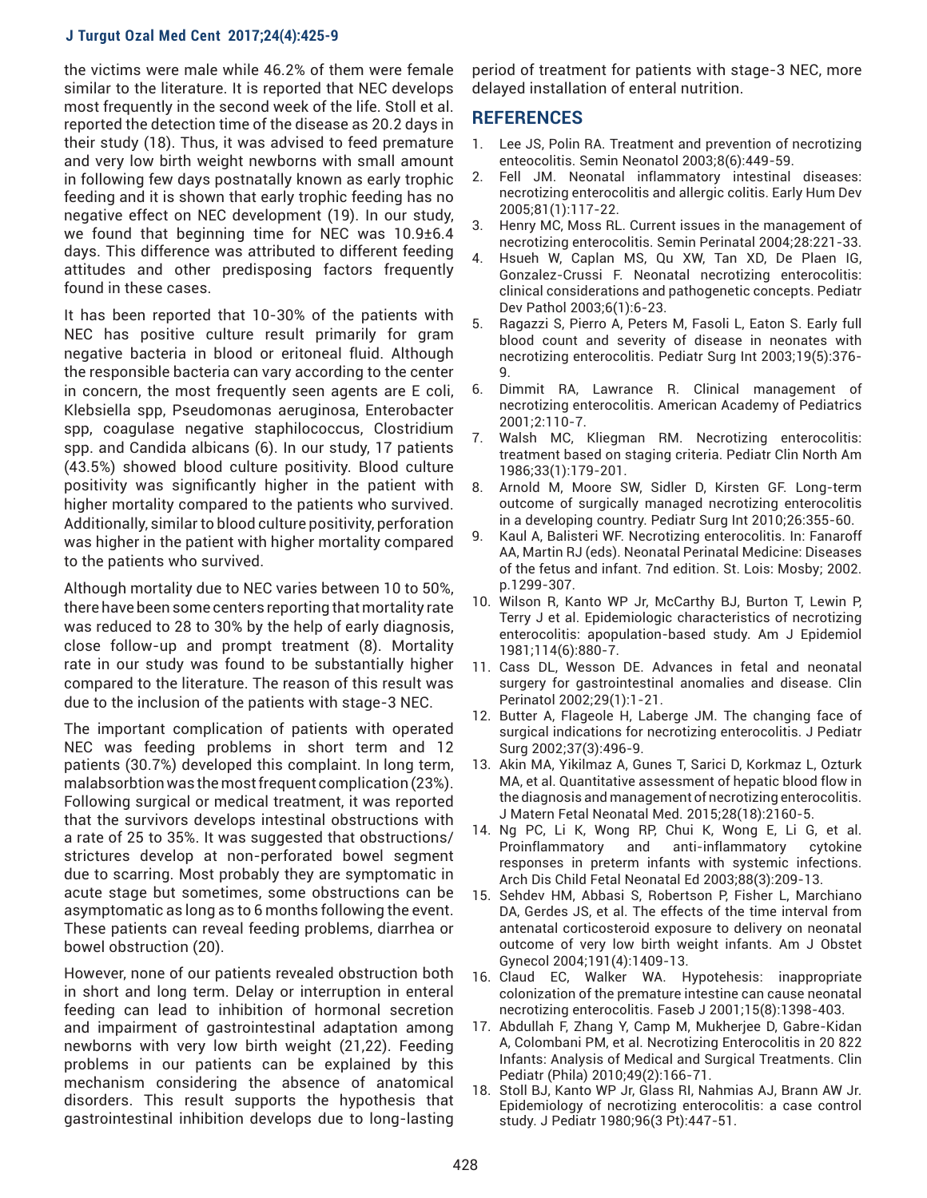the victims were male while 46.2% of them were female similar to the literature. It is reported that NEC develops most frequently in the second week of the life. Stoll et al. reported the detection time of the disease as 20.2 days in their study (18). Thus, it was advised to feed premature and very low birth weight newborns with small amount in following few days postnatally known as early trophic feeding and it is shown that early trophic feeding has no negative effect on NEC development (19). In our study, we found that beginning time for NEC was 10.9±6.4 days. This difference was attributed to different feeding attitudes and other predisposing factors frequently found in these cases.

It has been reported that 10-30% of the patients with NEC has positive culture result primarily for gram negative bacteria in blood or eritoneal fluid. Although the responsible bacteria can vary according to the center in concern, the most frequently seen agents are E coli, Klebsiella spp, Pseudomonas aeruginosa, Enterobacter spp, coagulase negative staphilococcus, Clostridium spp. and Candida albicans (6). In our study, 17 patients (43.5%) showed blood culture positivity. Blood culture positivity was significantly higher in the patient with higher mortality compared to the patients who survived. Additionally, similar to blood culture positivity, perforation was higher in the patient with higher mortality compared to the patients who survived.

Although mortality due to NEC varies between 10 to 50%, there have been some centers reporting that mortality rate was reduced to 28 to 30% by the help of early diagnosis, close follow-up and prompt treatment (8). Mortality rate in our study was found to be substantially higher compared to the literature. The reason of this result was due to the inclusion of the patients with stage-3 NEC.

The important complication of patients with operated NEC was feeding problems in short term and 12 patients (30.7%) developed this complaint. In long term, malabsorbtion was the most frequent complication (23%). Following surgical or medical treatment, it was reported that the survivors develops intestinal obstructions with a rate of 25 to 35%. It was suggested that obstructions/strictures develop at non-perforated bowel segment due to scarring. Most probably they are symptomatic in acute stage but sometimes, some obstructions can be asymptomatic as long as to 6 months following the event. These patients can reveal feeding problems, diarrhea or bowel obstruction (20).

However, none of our patients revealed obstruction both in short and long term. Delay or interruption in enteral feeding can lead to inhibition of hormonal secretion and impairment of gastrointestinal adaptation among newborns with very low birth weight (21,22). Feeding problems in our patients can be explained by this mechanism considering the absence of anatomical disorders. This result supports the hypothesis that gastrointestinal inhibition develops due to long-lasting period of treatment for patients with stage-3 NEC, more delayed installation of enteral nutrition.

## REFERENCES

1. Lee JS, Polin RA. Treatment and prevention of necrotizing enteocolitis. Semin Neonatol 2003;8(6):449-59.
2. Fell JM. Neonatal inflammatory intestinal diseases: necrotizing enterocolitis and allergic colitis. Early Hum Dev 2005;81(1):117-22.
3. Henry MC, Moss RL. Current issues in the management of necrotizing enterocolitis. Semin Perinatol 2004;28:221-33.
4. Hsueh W, Caplan MS, Qu XW, Tan XD, De Plaen IG, Gonzalez-Crussi F. Neonatal necrotizing enterocolitis: clinical considerations and pathogenetic concepts. Pediatr Dev Pathol 2003;6(1):6-23.
5. Ragazzi S, Pierro A, Peters M, Fasoli L, Eaton S. Early full blood count and severity of disease in neonates with necrotizing enterocolitis. Pediatr Surg Int 2003;19(5):376-9.
6. Dimmit RA, Lawrance R. Clinical management of necrotizing enterocolitis. American Academy of Pediatrics 2001;2:110-7.
7. Walsh MC, Kliegman RM. Necrotizing enterocolitis: treatment based on staging criteria. Pediatr Clin North Am 1986;33(1):179-201.
8. Arnold M, Moore SW, Sidler D, Kirsten GF. Long-term outcome of surgically managed necrotizing enterocolitis in a developing country. Pediatr Surg Int 2010;26:355-60.
9. Kaul A, Balisteri WF. Necrotizing enterocolitis. In: Fanaroff AA, Martin RJ (eds). Neonatal Perinatal Medicine: Diseases of the fetus and infant. 7nd edition. St. Lois: Mosby; 2002. p.1299-307.
10. Wilson R, Kanto WP Jr, McCarthy BJ, Burton T, Lewin P, Terry J et al. Epidemiologic characteristics of necrotizing enterocolitis: apopulation-based study. Am J Epidemiol 1981;114(6):880-7.
11. Cass DL, Wesson DE. Advances in fetal and neonatal surgery for gastrointestinal anomalies and disease. Clin Perinatol 2002;29(1):1-21.
12. Butter A, Flageole H, Laberge JM. The changing face of surgical indications for necrotizing enterocolitis. J Pediatr Surg 2002;37(3):496-9.
13. Akin MA, Yikilmaz A, Gunes T, Sarici D, Korkmaz L, Ozturk MA, et al. Quantitative assessment of hepatic blood flow in the diagnosis and management of necrotizing enterocolitis. J Matern Fetal Neonatal Med. 2015;28(18):2160-5.
14. Ng PC, Li K, Wong RP, Chui K, Wong E, Li G, et al. Proinflammatory and anti-inflammatory cytokine responses in preterm infants with systemic infections. Arch Dis Child Fetal Neonatal Ed 2003;88(3):209-13.
15. Sehdev HM, Abbasi S, Robertson P, Fisher L, Marchiano DA, Gerdes JS, et al. The effects of the time interval from antenatal corticosteroid exposure to delivery on neonatal outcome of very low birth weight infants. Am J Obstet Gynecol 2004;191(4):1409-13.
16. Claud EC, Walker WA. Hypotehesis: inappropriate colonization of the premature intestine can cause neonatal necrotizing enterocolitis. Faseb J 2001;15(8):1398-403.
17. Abdullah F, Zhang Y, Camp M, Mukherjee D, Gabre-Kidan A, Colombani PM, et al. Necrotizing Enterocolitis in 20 822 Infants: Analysis of Medical and Surgical Treatments. Clin Pediatr (Phila) 2010;49(2):166-71.
18. Stoll BJ, Kanto WP Jr, Glass RI, Nahmias AJ, Brann AW Jr. Epidemiology of necrotizing enterocolitis: a case control study. J Pediatr 1980;96(3 Pt):447-51.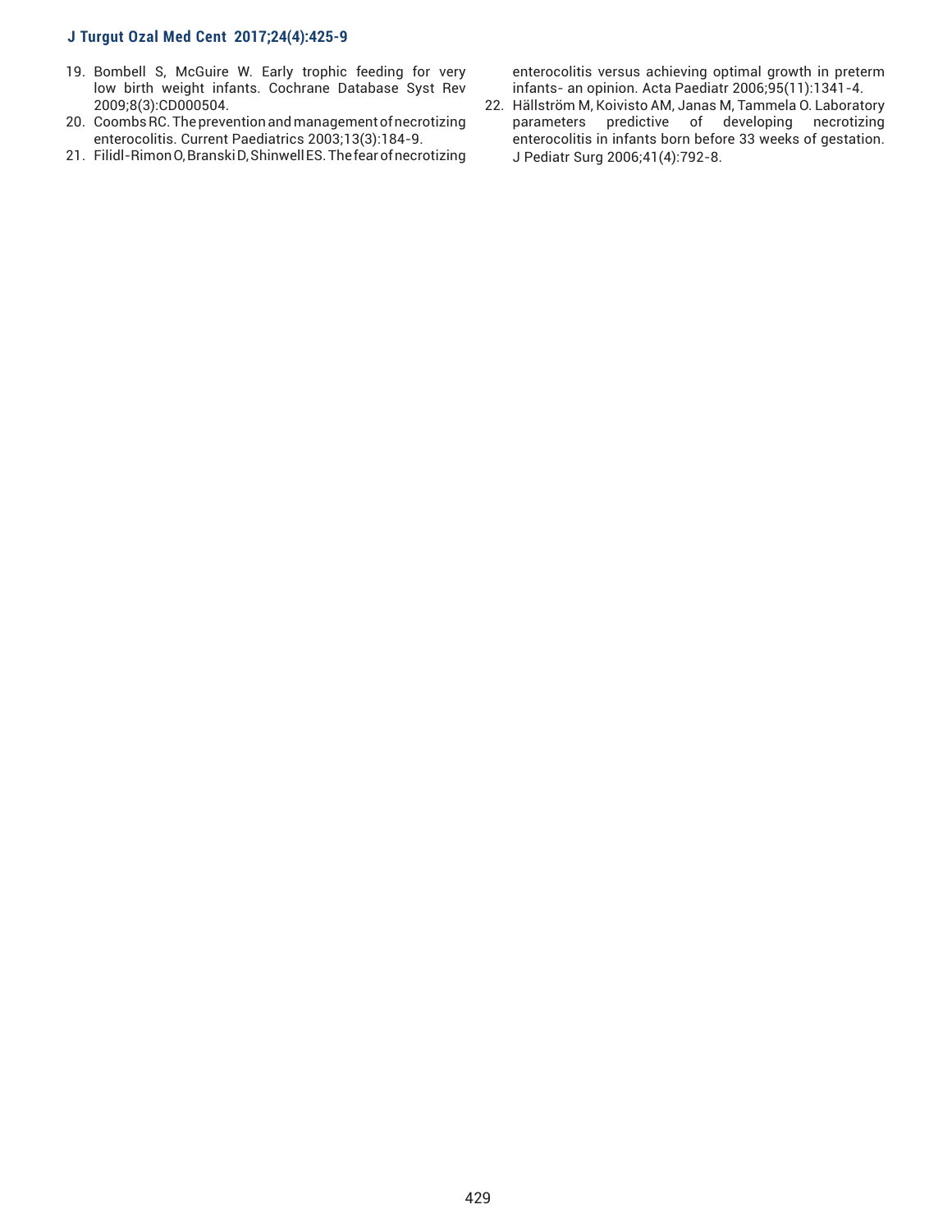19. Bombell S, McGuire W. Early trophic feeding for very low birth weight infants. Cochrane Database Syst Rev 2009;8(3):CD000504.
20. Coombs RC. The prevention and management of necrotizing enterocolitis. Current Paediatrics 2003;13(3):184-9.
21. Filidl-Rimon O, Branski D, Shinwell ES. The fear of necrotizing enterocolitis versus achieving optimal growth in preterm infants- an opinion. Acta Paediatr 2006;95(11):1341-4.
22. Hällström M, Koivisto AM, Janas M, Tammela O. Laboratory parameters predictive of developing necrotizing enterocolitis in infants born before 33 weeks of gestation. J Pediatr Surg 2006;41(4):792-8.